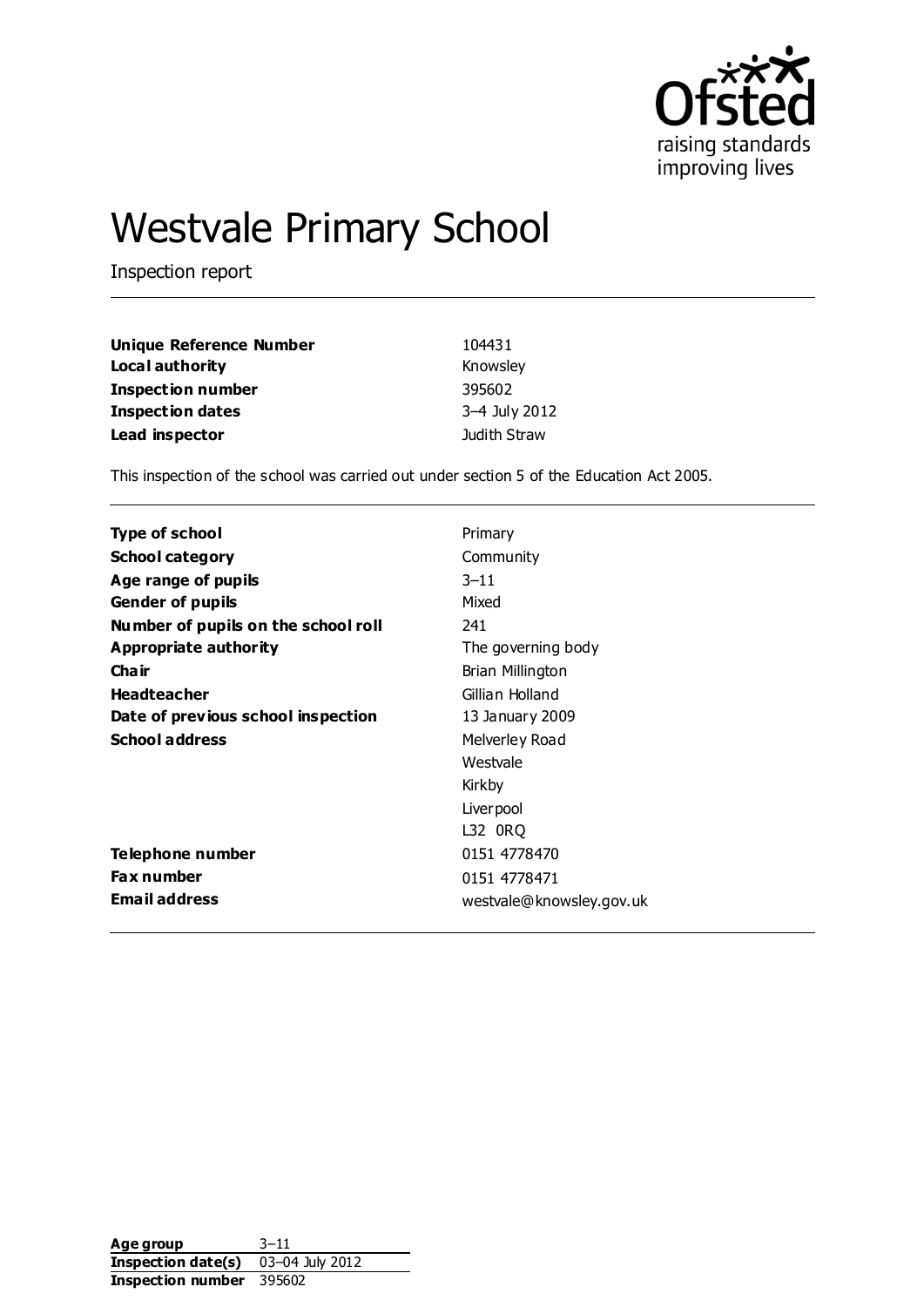# Westvale Primary School

Inspection report

| | |
|---|---|
| **Unique Reference Number** | 104431 |
| **Local authority** | Knowsley |
| **Inspection number** | 395602 |
| **Inspection dates** | 3–4 July 2012 |
| **Lead inspector** | Judith Straw |

This inspection of the school was carried out under section 5 of the Education Act 2005.

| | |
|---|---|
| **Type of school** | Primary |
| **School category** | Community |
| **Age range of pupils** | 3–11 |
| **Gender of pupils** | Mixed |
| **Number of pupils on the school roll** | 241 |
| **Appropriate authority** | The governing body |
| **Chair** | Brian Millington |
| **Headteacher** | Gillian Holland |
| **Date of previous school inspection** | 13 January 2009 |
| **School address** | Melverley Road<br>Westvale<br>Kirkby<br>Liverpool<br>L32 0RQ |
| **Telephone number** | 0151 4778470 |
| **Fax number** | 0151 4778471 |
| **Email address** | westvale@knowsley.gov.uk |

| | |
|---|---|
| **Age group** | 3–11 |
| **Inspection date(s)** | 03–04 July 2012 |
| **Inspection number** | 395602 |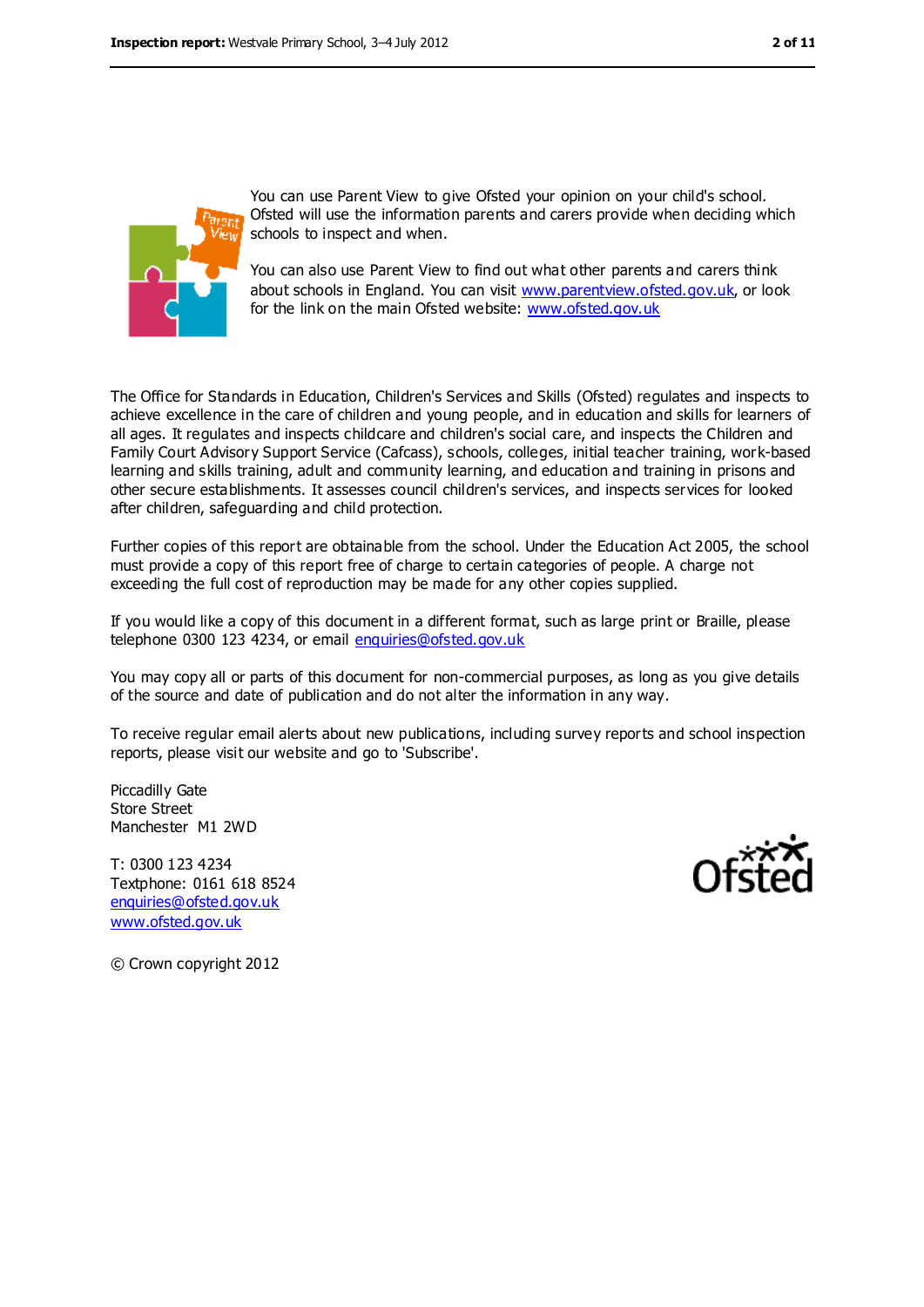You can use Parent View to give Ofsted your opinion on your child's school. Ofsted will use the information parents and carers provide when deciding which schools to inspect and when.

You can also use Parent View to find out what other parents and carers think about schools in England. You can visit www.parentview.ofsted.gov.uk, or look for the link on the main Ofsted website: www.ofsted.gov.uk

The Office for Standards in Education, Children's Services and Skills (Ofsted) regulates and inspects to achieve excellence in the care of children and young people, and in education and skills for learners of all ages. It regulates and inspects childcare and children's social care, and inspects the Children and Family Court Advisory Support Service (Cafcass), schools, colleges, initial teacher training, work-based learning and skills training, adult and community learning, and education and training in prisons and other secure establishments. It assesses council children's services, and inspects services for looked after children, safeguarding and child protection.

Further copies of this report are obtainable from the school. Under the Education Act 2005, the school must provide a copy of this report free of charge to certain categories of people. A charge not exceeding the full cost of reproduction may be made for any other copies supplied.

If you would like a copy of this document in a different format, such as large print or Braille, please telephone 0300 123 4234, or email enquiries@ofsted.gov.uk

You may copy all or parts of this document for non-commercial purposes, as long as you give details of the source and date of publication and do not alter the information in any way.

To receive regular email alerts about new publications, including survey reports and school inspection reports, please visit our website and go to 'Subscribe'.

Piccadilly Gate
Store Street
Manchester M1 2WD

T: 0300 123 4234
Textphone: 0161 618 8524
enquiries@ofsted.gov.uk
www.ofsted.gov.uk

© Crown copyright 2012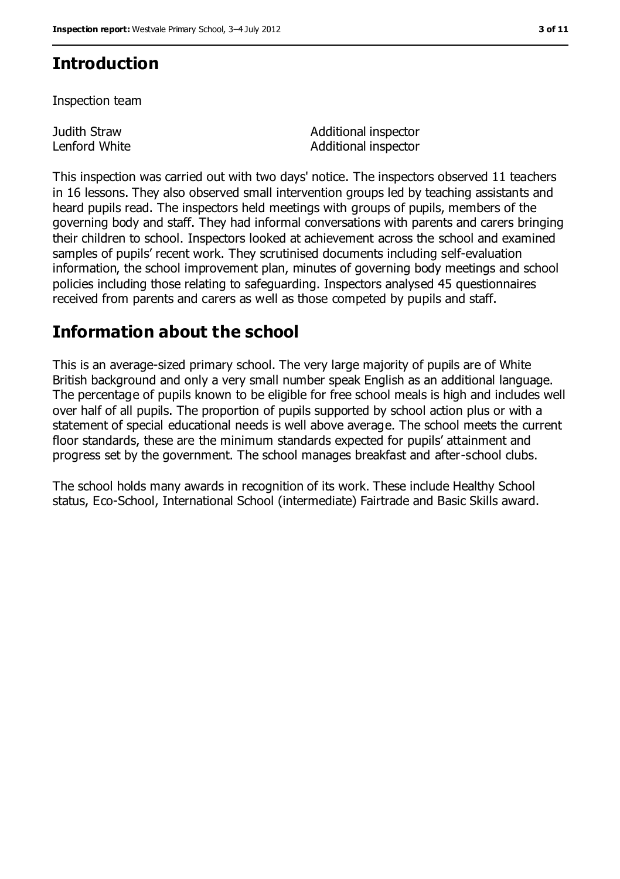## Introduction

Inspection team

| | |
|---|---|
| Judith Straw | Additional inspector |
| Lenford White | Additional inspector |

This inspection was carried out with two days' notice. The inspectors observed 11 teachers in 16 lessons. They also observed small intervention groups led by teaching assistants and heard pupils read. The inspectors held meetings with groups of pupils, members of the governing body and staff. They had informal conversations with parents and carers bringing their children to school. Inspectors looked at achievement across the school and examined samples of pupils' recent work. They scrutinised documents including self-evaluation information, the school improvement plan, minutes of governing body meetings and school policies including those relating to safeguarding. Inspectors analysed 45 questionnaires received from parents and carers as well as those competed by pupils and staff.

## Information about the school

This is an average-sized primary school. The very large majority of pupils are of White British background and only a very small number speak English as an additional language. The percentage of pupils known to be eligible for free school meals is high and includes well over half of all pupils. The proportion of pupils supported by school action plus or with a statement of special educational needs is well above average. The school meets the current floor standards, these are the minimum standards expected for pupils' attainment and progress set by the government. The school manages breakfast and after-school clubs.

The school holds many awards in recognition of its work. These include Healthy School status, Eco-School, International School (intermediate) Fairtrade and Basic Skills award.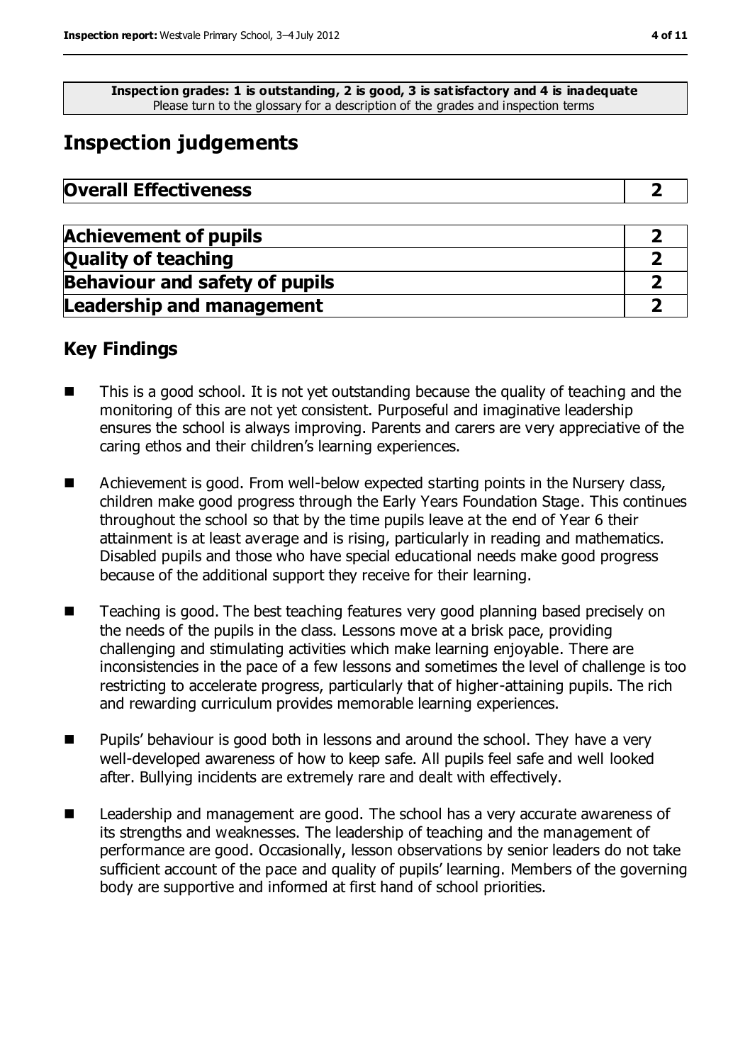**Inspection grades: 1 is outstanding, 2 is good, 3 is satisfactory and 4 is inadequate**
Please turn to the glossary for a description of the grades and inspection terms

## Inspection judgements

| **Overall Effectiveness** | **2** |
|---|---|

| **Achievement of pupils** | **2** |
|---|---|
| **Quality of teaching** | **2** |
| **Behaviour and safety of pupils** | **2** |
| **Leadership and management** | **2** |

### Key Findings

- This is a good school. It is not yet outstanding because the quality of teaching and the monitoring of this are not yet consistent. Purposeful and imaginative leadership ensures the school is always improving. Parents and carers are very appreciative of the caring ethos and their children's learning experiences.

- Achievement is good. From well-below expected starting points in the Nursery class, children make good progress through the Early Years Foundation Stage. This continues throughout the school so that by the time pupils leave at the end of Year 6 their attainment is at least average and is rising, particularly in reading and mathematics. Disabled pupils and those who have special educational needs make good progress because of the additional support they receive for their learning.

- Teaching is good. The best teaching features very good planning based precisely on the needs of the pupils in the class. Lessons move at a brisk pace, providing challenging and stimulating activities which make learning enjoyable. There are inconsistencies in the pace of a few lessons and sometimes the level of challenge is too restricting to accelerate progress, particularly that of higher-attaining pupils. The rich and rewarding curriculum provides memorable learning experiences.

- Pupils' behaviour is good both in lessons and around the school. They have a very well-developed awareness of how to keep safe. All pupils feel safe and well looked after. Bullying incidents are extremely rare and dealt with effectively.

- Leadership and management are good. The school has a very accurate awareness of its strengths and weaknesses. The leadership of teaching and the management of performance are good. Occasionally, lesson observations by senior leaders do not take sufficient account of the pace and quality of pupils' learning. Members of the governing body are supportive and informed at first hand of school priorities.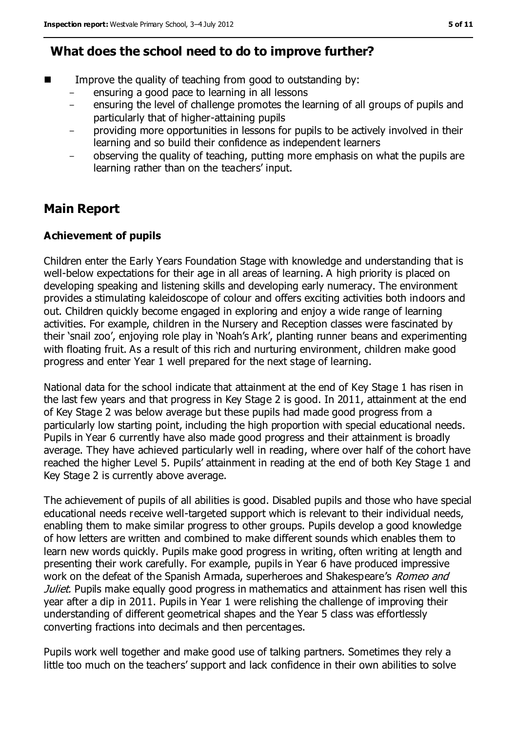## What does the school need to do to improve further?

- Improve the quality of teaching from good to outstanding by:
  - ensuring a good pace to learning in all lessons
  - ensuring the level of challenge promotes the learning of all groups of pupils and particularly that of higher-attaining pupils
  - providing more opportunities in lessons for pupils to be actively involved in their learning and so build their confidence as independent learners
  - observing the quality of teaching, putting more emphasis on what the pupils are learning rather than on the teachers' input.

## Main Report

### Achievement of pupils

Children enter the Early Years Foundation Stage with knowledge and understanding that is well-below expectations for their age in all areas of learning. A high priority is placed on developing speaking and listening skills and developing early numeracy. The environment provides a stimulating kaleidoscope of colour and offers exciting activities both indoors and out. Children quickly become engaged in exploring and enjoy a wide range of learning activities. For example, children in the Nursery and Reception classes were fascinated by their 'snail zoo', enjoying role play in 'Noah's Ark', planting runner beans and experimenting with floating fruit. As a result of this rich and nurturing environment, children make good progress and enter Year 1 well prepared for the next stage of learning.

National data for the school indicate that attainment at the end of Key Stage 1 has risen in the last few years and that progress in Key Stage 2 is good. In 2011, attainment at the end of Key Stage 2 was below average but these pupils had made good progress from a particularly low starting point, including the high proportion with special educational needs. Pupils in Year 6 currently have also made good progress and their attainment is broadly average. They have achieved particularly well in reading, where over half of the cohort have reached the higher Level 5. Pupils' attainment in reading at the end of both Key Stage 1 and Key Stage 2 is currently above average.

The achievement of pupils of all abilities is good. Disabled pupils and those who have special educational needs receive well-targeted support which is relevant to their individual needs, enabling them to make similar progress to other groups. Pupils develop a good knowledge of how letters are written and combined to make different sounds which enables them to learn new words quickly. Pupils make good progress in writing, often writing at length and presenting their work carefully. For example, pupils in Year 6 have produced impressive work on the defeat of the Spanish Armada, superheroes and Shakespeare's *Romeo and Juliet.* Pupils make equally good progress in mathematics and attainment has risen well this year after a dip in 2011. Pupils in Year 1 were relishing the challenge of improving their understanding of different geometrical shapes and the Year 5 class was effortlessly converting fractions into decimals and then percentages.

Pupils work well together and make good use of talking partners. Sometimes they rely a little too much on the teachers' support and lack confidence in their own abilities to solve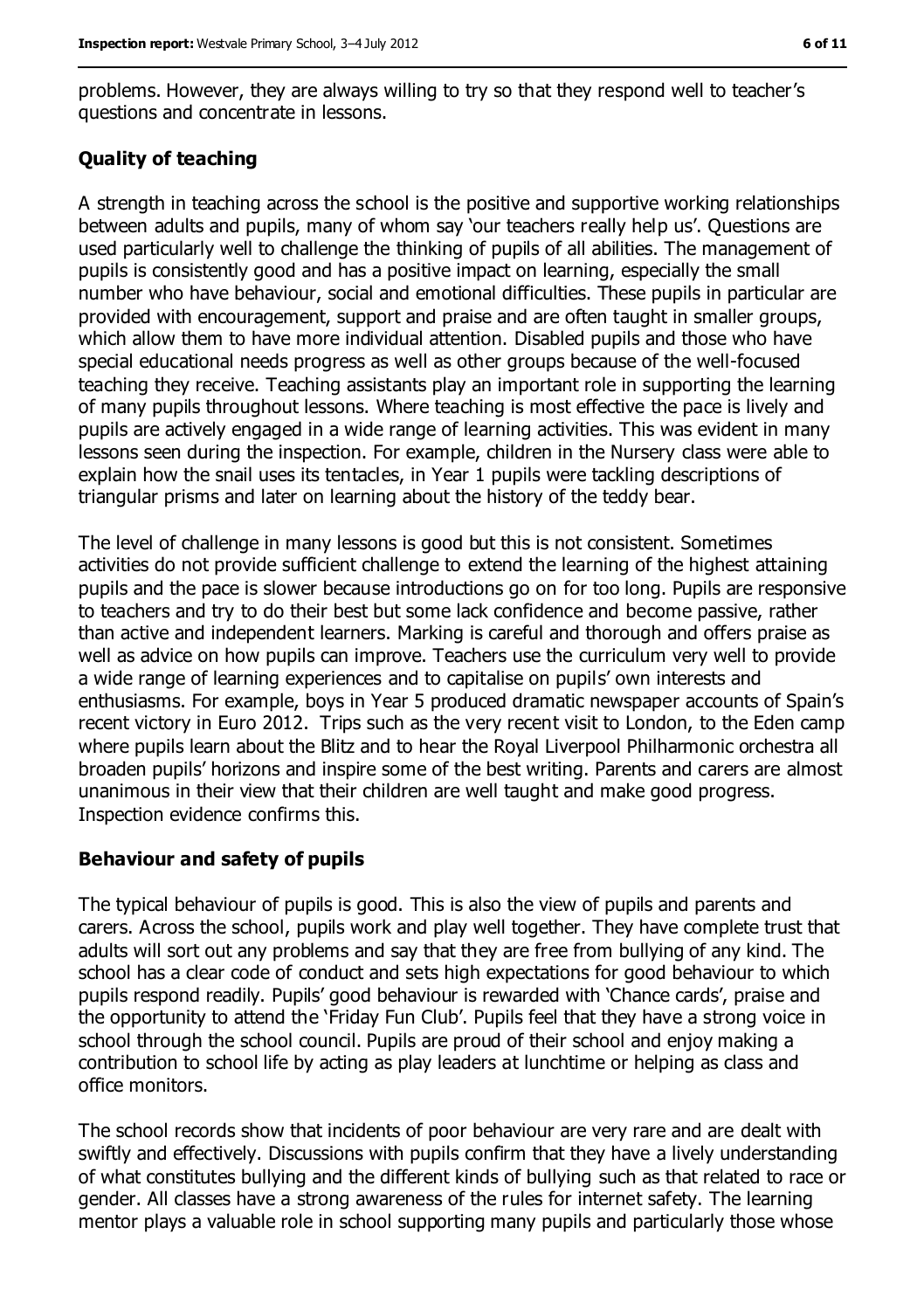problems. However, they are always willing to try so that they respond well to teacher's questions and concentrate in lessons.

### Quality of teaching

A strength in teaching across the school is the positive and supportive working relationships between adults and pupils, many of whom say 'our teachers really help us'. Questions are used particularly well to challenge the thinking of pupils of all abilities. The management of pupils is consistently good and has a positive impact on learning, especially the small number who have behaviour, social and emotional difficulties. These pupils in particular are provided with encouragement, support and praise and are often taught in smaller groups, which allow them to have more individual attention. Disabled pupils and those who have special educational needs progress as well as other groups because of the well-focused teaching they receive. Teaching assistants play an important role in supporting the learning of many pupils throughout lessons. Where teaching is most effective the pace is lively and pupils are actively engaged in a wide range of learning activities. This was evident in many lessons seen during the inspection. For example, children in the Nursery class were able to explain how the snail uses its tentacles, in Year 1 pupils were tackling descriptions of triangular prisms and later on learning about the history of the teddy bear.

The level of challenge in many lessons is good but this is not consistent. Sometimes activities do not provide sufficient challenge to extend the learning of the highest attaining pupils and the pace is slower because introductions go on for too long. Pupils are responsive to teachers and try to do their best but some lack confidence and become passive, rather than active and independent learners. Marking is careful and thorough and offers praise as well as advice on how pupils can improve. Teachers use the curriculum very well to provide a wide range of learning experiences and to capitalise on pupils' own interests and enthusiasms. For example, boys in Year 5 produced dramatic newspaper accounts of Spain's recent victory in Euro 2012. Trips such as the very recent visit to London, to the Eden camp where pupils learn about the Blitz and to hear the Royal Liverpool Philharmonic orchestra all broaden pupils' horizons and inspire some of the best writing. Parents and carers are almost unanimous in their view that their children are well taught and make good progress. Inspection evidence confirms this.

### Behaviour and safety of pupils

The typical behaviour of pupils is good. This is also the view of pupils and parents and carers. Across the school, pupils work and play well together. They have complete trust that adults will sort out any problems and say that they are free from bullying of any kind. The school has a clear code of conduct and sets high expectations for good behaviour to which pupils respond readily. Pupils' good behaviour is rewarded with 'Chance cards', praise and the opportunity to attend the 'Friday Fun Club'. Pupils feel that they have a strong voice in school through the school council. Pupils are proud of their school and enjoy making a contribution to school life by acting as play leaders at lunchtime or helping as class and office monitors.

The school records show that incidents of poor behaviour are very rare and are dealt with swiftly and effectively. Discussions with pupils confirm that they have a lively understanding of what constitutes bullying and the different kinds of bullying such as that related to race or gender. All classes have a strong awareness of the rules for internet safety. The learning mentor plays a valuable role in school supporting many pupils and particularly those whose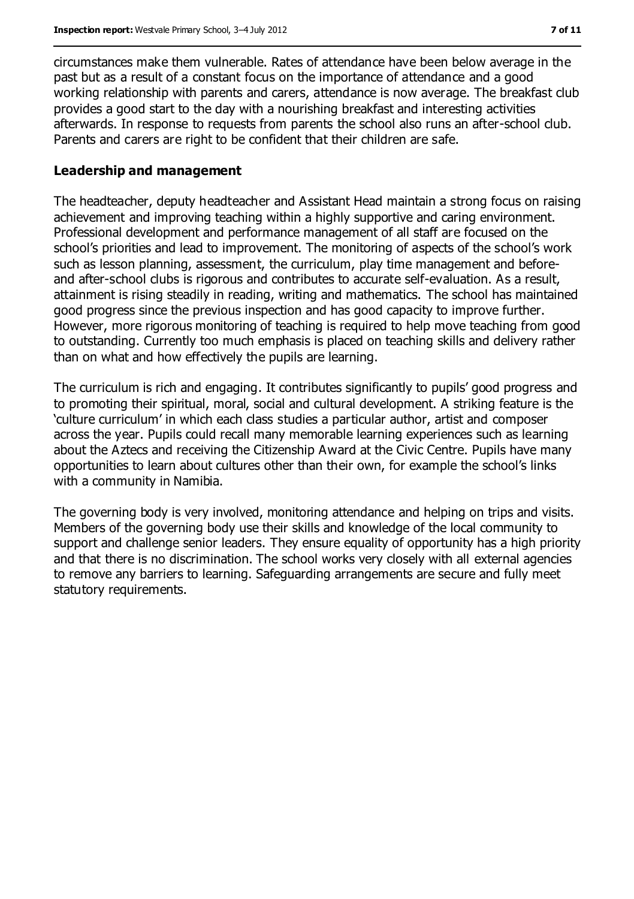circumstances make them vulnerable. Rates of attendance have been below average in the past but as a result of a constant focus on the importance of attendance and a good working relationship with parents and carers, attendance is now average. The breakfast club provides a good start to the day with a nourishing breakfast and interesting activities afterwards. In response to requests from parents the school also runs an after-school club. Parents and carers are right to be confident that their children are safe.

### Leadership and management

The headteacher, deputy headteacher and Assistant Head maintain a strong focus on raising achievement and improving teaching within a highly supportive and caring environment. Professional development and performance management of all staff are focused on the school's priorities and lead to improvement. The monitoring of aspects of the school's work such as lesson planning, assessment, the curriculum, play time management and before- and after-school clubs is rigorous and contributes to accurate self-evaluation. As a result, attainment is rising steadily in reading, writing and mathematics. The school has maintained good progress since the previous inspection and has good capacity to improve further. However, more rigorous monitoring of teaching is required to help move teaching from good to outstanding. Currently too much emphasis is placed on teaching skills and delivery rather than on what and how effectively the pupils are learning.

The curriculum is rich and engaging. It contributes significantly to pupils' good progress and to promoting their spiritual, moral, social and cultural development. A striking feature is the 'culture curriculum' in which each class studies a particular author, artist and composer across the year. Pupils could recall many memorable learning experiences such as learning about the Aztecs and receiving the Citizenship Award at the Civic Centre. Pupils have many opportunities to learn about cultures other than their own, for example the school's links with a community in Namibia.

The governing body is very involved, monitoring attendance and helping on trips and visits. Members of the governing body use their skills and knowledge of the local community to support and challenge senior leaders. They ensure equality of opportunity has a high priority and that there is no discrimination. The school works very closely with all external agencies to remove any barriers to learning. Safeguarding arrangements are secure and fully meet statutory requirements.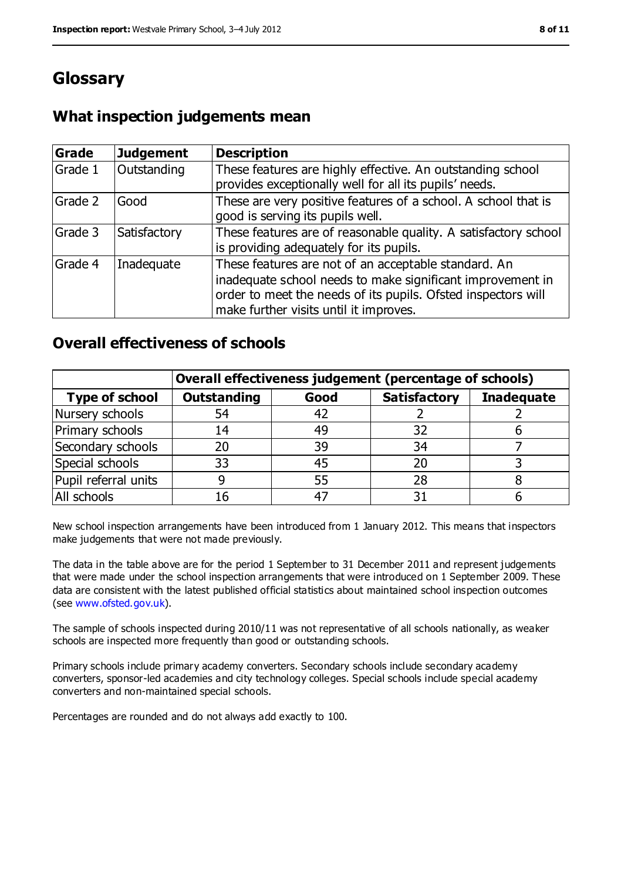# Glossary

## What inspection judgements mean

| Grade | Judgement | Description |
|---|---|---|
| Grade 1 | Outstanding | These features are highly effective. An outstanding school provides exceptionally well for all its pupils' needs. |
| Grade 2 | Good | These are very positive features of a school. A school that is good is serving its pupils well. |
| Grade 3 | Satisfactory | These features are of reasonable quality. A satisfactory school is providing adequately for its pupils. |
| Grade 4 | Inadequate | These features are not of an acceptable standard. An inadequate school needs to make significant improvement in order to meet the needs of its pupils. Ofsted inspectors will make further visits until it improves. |

## Overall effectiveness of schools

| | Overall effectiveness judgement (percentage of schools) | | | |
|---|---|---|---|---|
| **Type of school** | **Outstanding** | **Good** | **Satisfactory** | **Inadequate** |
| Nursery schools | 54 | 42 | 2 | 2 |
| Primary schools | 14 | 49 | 32 | 6 |
| Secondary schools | 20 | 39 | 34 | 7 |
| Special schools | 33 | 45 | 20 | 3 |
| Pupil referral units | 9 | 55 | 28 | 8 |
| All schools | 16 | 47 | 31 | 6 |

New school inspection arrangements have been introduced from 1 January 2012. This means that inspectors make judgements that were not made previously.

The data in the table above are for the period 1 September to 31 December 2011 and represent judgements that were made under the school inspection arrangements that were introduced on 1 September 2009. These data are consistent with the latest published official statistics about maintained school inspection outcomes (see www.ofsted.gov.uk).

The sample of schools inspected during 2010/11 was not representative of all schools nationally, as weaker schools are inspected more frequently than good or outstanding schools.

Primary schools include primary academy converters. Secondary schools include secondary academy converters, sponsor-led academies and city technology colleges. Special schools include special academy converters and non-maintained special schools.

Percentages are rounded and do not always add exactly to 100.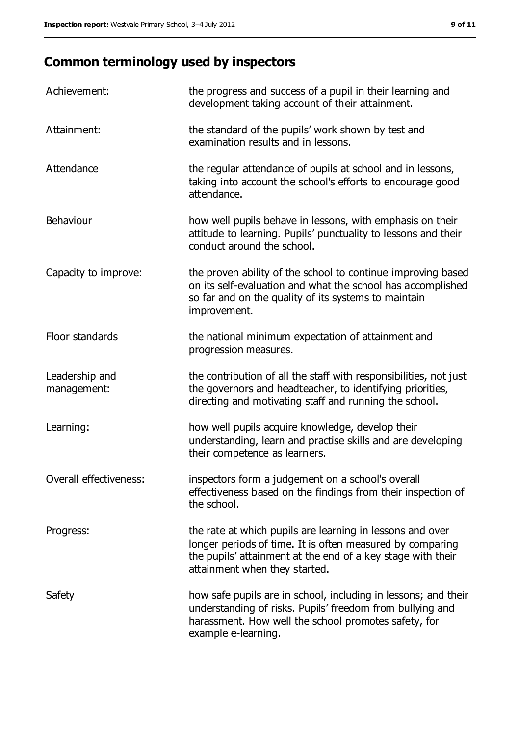## Common terminology used by inspectors

| | |
|---|---|
| Achievement: | the progress and success of a pupil in their learning and development taking account of their attainment. |
| Attainment: | the standard of the pupils' work shown by test and examination results and in lessons. |
| Attendance | the regular attendance of pupils at school and in lessons, taking into account the school's efforts to encourage good attendance. |
| Behaviour | how well pupils behave in lessons, with emphasis on their attitude to learning. Pupils' punctuality to lessons and their conduct around the school. |
| Capacity to improve: | the proven ability of the school to continue improving based on its self-evaluation and what the school has accomplished so far and on the quality of its systems to maintain improvement. |
| Floor standards | the national minimum expectation of attainment and progression measures. |
| Leadership and management: | the contribution of all the staff with responsibilities, not just the governors and headteacher, to identifying priorities, directing and motivating staff and running the school. |
| Learning: | how well pupils acquire knowledge, develop their understanding, learn and practise skills and are developing their competence as learners. |
| Overall effectiveness: | inspectors form a judgement on a school's overall effectiveness based on the findings from their inspection of the school. |
| Progress: | the rate at which pupils are learning in lessons and over longer periods of time. It is often measured by comparing the pupils' attainment at the end of a key stage with their attainment when they started. |
| Safety | how safe pupils are in school, including in lessons; and their understanding of risks. Pupils' freedom from bullying and harassment. How well the school promotes safety, for example e-learning. |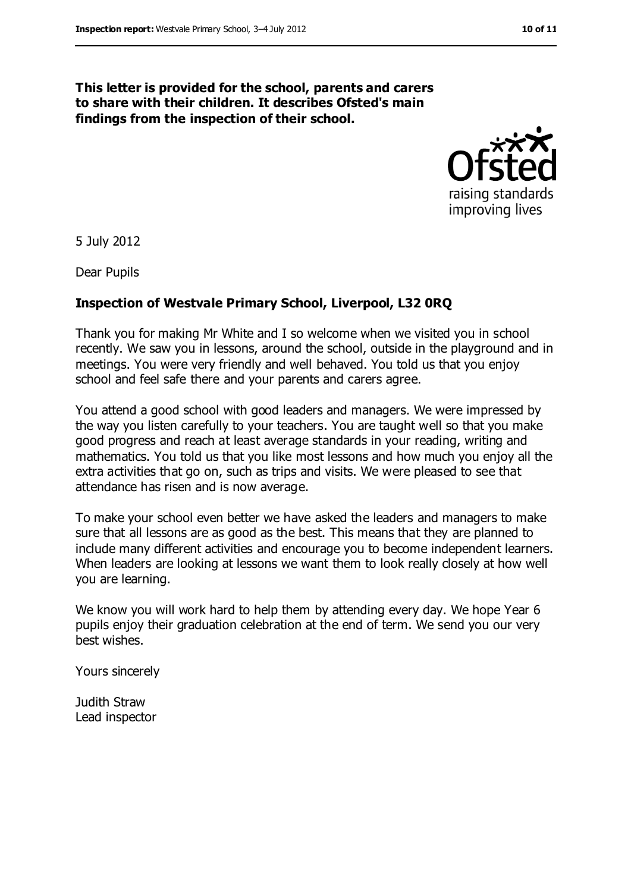**This letter is provided for the school, parents and carers to share with their children. It describes Ofsted's main findings from the inspection of their school.**

5 July 2012

Dear Pupils

**Inspection of Westvale Primary School, Liverpool, L32 0RQ**

Thank you for making Mr White and I so welcome when we visited you in school recently. We saw you in lessons, around the school, outside in the playground and in meetings. You were very friendly and well behaved. You told us that you enjoy school and feel safe there and your parents and carers agree.

You attend a good school with good leaders and managers. We were impressed by the way you listen carefully to your teachers. You are taught well so that you make good progress and reach at least average standards in your reading, writing and mathematics. You told us that you like most lessons and how much you enjoy all the extra activities that go on, such as trips and visits. We were pleased to see that attendance has risen and is now average.

To make your school even better we have asked the leaders and managers to make sure that all lessons are as good as the best. This means that they are planned to include many different activities and encourage you to become independent learners. When leaders are looking at lessons we want them to look really closely at how well you are learning.

We know you will work hard to help them by attending every day. We hope Year 6 pupils enjoy their graduation celebration at the end of term. We send you our very best wishes.

Yours sincerely

Judith Straw
Lead inspector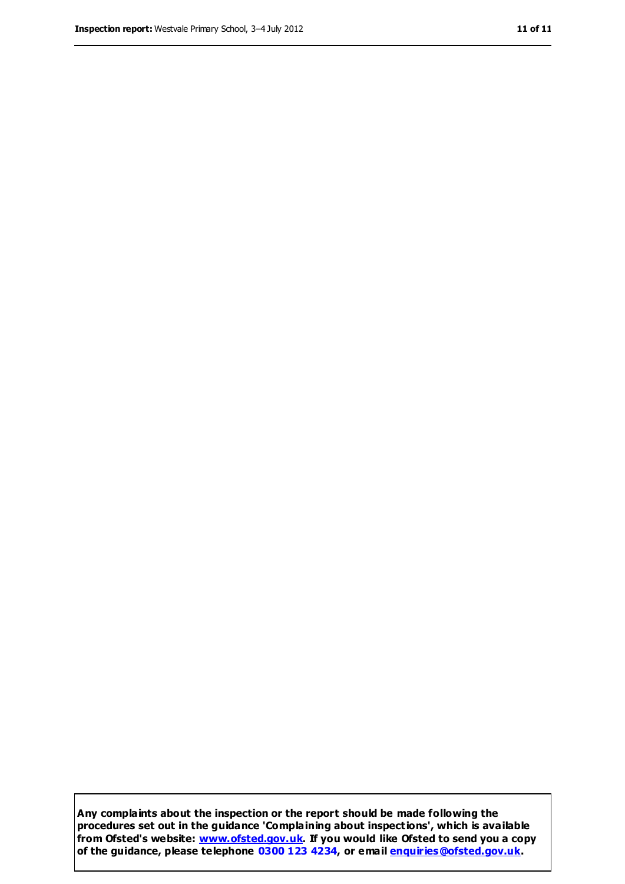**Any complaints about the inspection or the report should be made following the procedures set out in the guidance 'Complaining about inspections', which is available from Ofsted's website: [www.ofsted.gov.uk](www.ofsted.gov.uk). If you would like Ofsted to send you a copy of the guidance, please telephone 0300 123 4234, or email [enquiries@ofsted.gov.uk](mailto:enquiries@ofsted.gov.uk).**